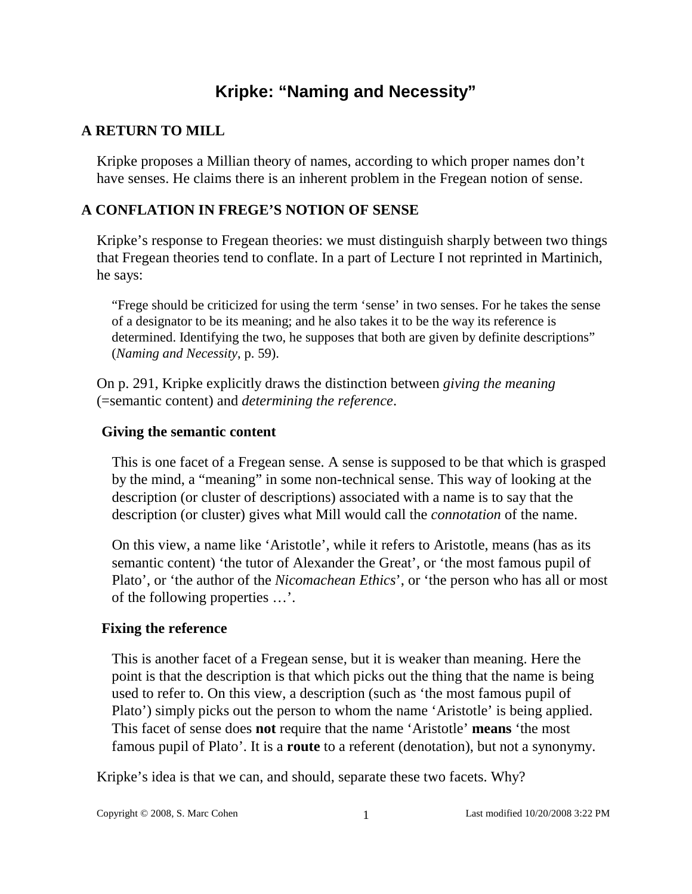# Kripke: "Naming and Necessity"

## A RETURN TO MILL

Kripke proposes a Millian theory of names, according to which proper names don't have senses. He claims there is an inherent problem in the Fregean notion of sense.

## A CONFLATION IN FREGE'S NOTION OF SENSE

Kripke's response to Fregean theories: we must distinguish sharply between two things that Fregean theories tend to conflate. In a part of Lecture I not reprinted in Martinich, he says:

> "Frege should be criticized for using the term 'sense' in two senses. For he takes the sense of a designator to be its meaning; and he also takes it to be the way its reference is determined. Identifying the two, he supposes that both are given by definite descriptions" (*Naming and Necessity*, p. 59).

On p. 291, Kripke explicitly draws the distinction between *giving the meaning* (=semantic content) and *determining the reference*.

### Giving the semantic content

This is one facet of a Fregean sense. A sense is supposed to be that which is grasped by the mind, a "meaning" in some non-technical sense. This way of looking at the description (or cluster of descriptions) associated with a name is to say that the description (or cluster) gives what Mill would call the *connotation* of the name.

On this view, a name like 'Aristotle', while it refers to Aristotle, means (has as its semantic content) 'the tutor of Alexander the Great', or 'the most famous pupil of Plato', or 'the author of the *Nicomachean Ethics*', or 'the person who has all or most of the following properties …'.

### Fixing the reference

This is another facet of a Fregean sense, but it is weaker than meaning. Here the point is that the description is that which picks out the thing that the name is being used to refer to. On this view, a description (such as 'the most famous pupil of Plato') simply picks out the person to whom the name 'Aristotle' is being applied. This facet of sense does **not** require that the name 'Aristotle' **means** 'the most famous pupil of Plato'. It is a **route** to a referent (denotation), but not a synonymy.

Kripke's idea is that we can, and should, separate these two facets. Why?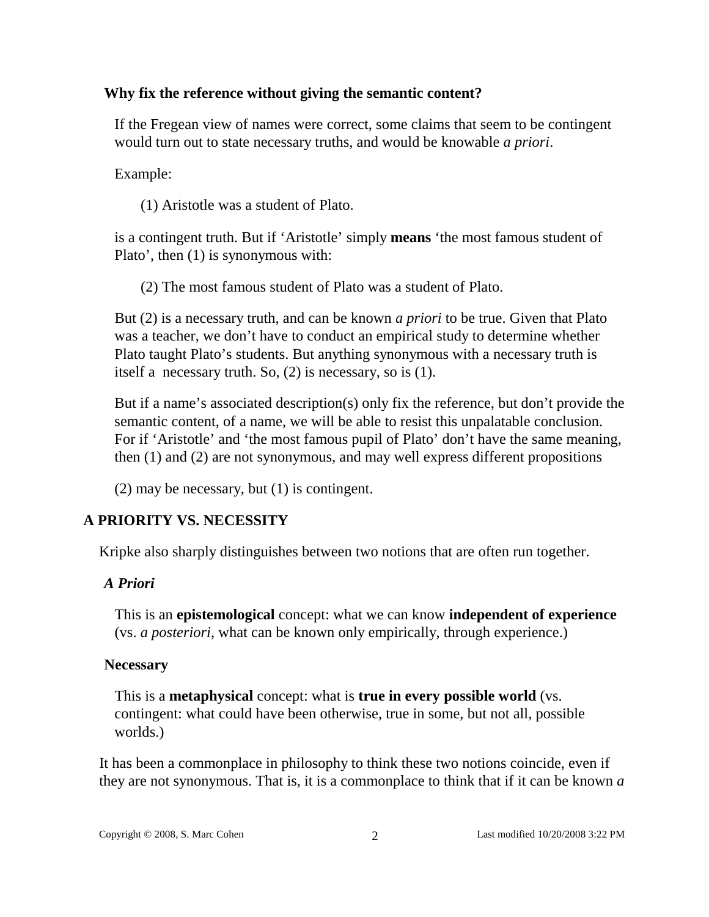### Why fix the reference without giving the semantic content?

If the Fregean view of names were correct, some claims that seem to be contingent would turn out to state necessary truths, and would be knowable *a priori*.

Example:

(1) Aristotle was a student of Plato.

is a contingent truth. But if 'Aristotle' simply **means** 'the most famous student of Plato', then (1) is synonymous with:

(2) The most famous student of Plato was a student of Plato.

But (2) is a necessary truth, and can be known *a priori* to be true. Given that Plato was a teacher, we don't have to conduct an empirical study to determine whether Plato taught Plato's students. But anything synonymous with a necessary truth is itself a necessary truth. So, (2) is necessary, so is (1).

But if a name's associated description(s) only fix the reference, but don't provide the semantic content, of a name, we will be able to resist this unpalatable conclusion. For if 'Aristotle' and 'the most famous pupil of Plato' don't have the same meaning, then (1) and (2) are not synonymous, and may well express different propositions

(2) may be necessary, but (1) is contingent.

## A PRIORITY VS. NECESSITY

Kripke also sharply distinguishes between two notions that are often run together.

### *A Priori*

This is an **epistemological** concept: what we can know **independent of experience** (vs. *a posteriori*, what can be known only empirically, through experience.)

### Necessary

This is a **metaphysical** concept: what is **true in every possible world** (vs. contingent: what could have been otherwise, true in some, but not all, possible worlds.)

It has been a commonplace in philosophy to think these two notions coincide, even if they are not synonymous. That is, it is a commonplace to think that if it can be known *a*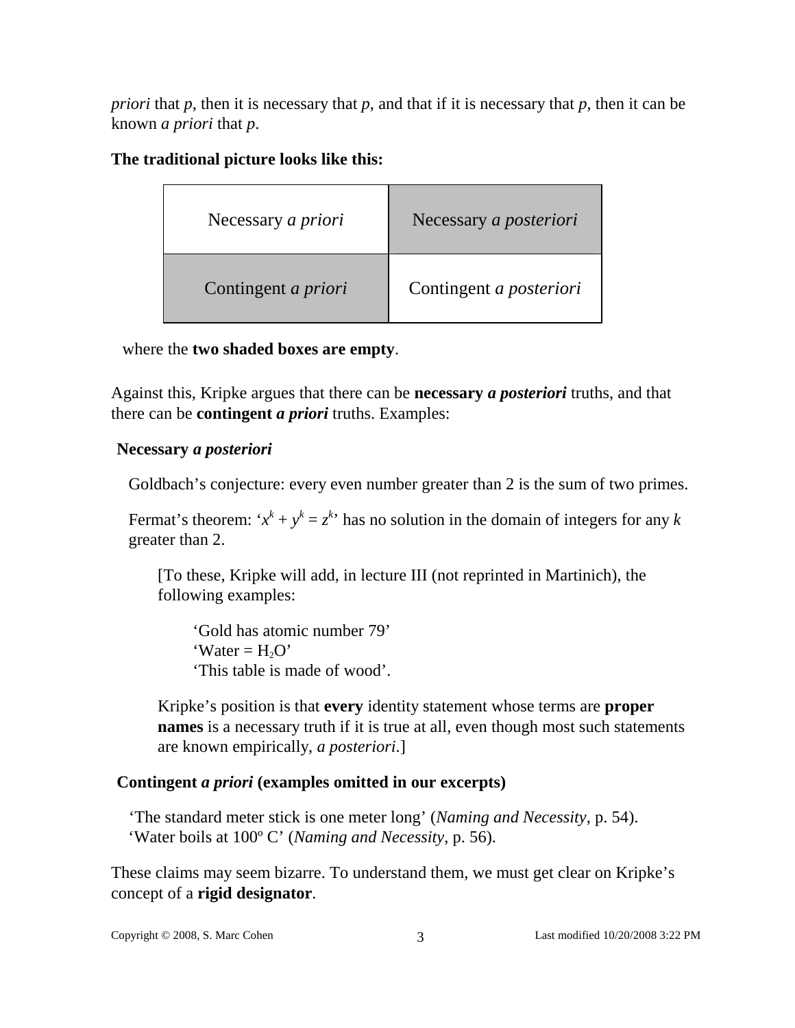*priori* that *p*, then it is necessary that *p*, and that if it is necessary that *p*, then it can be known *a priori* that *p*.

**The traditional picture looks like this:**

| Necessary *a priori* | Necessary *a posteriori* |
|---|---|
| Contingent *a priori* | Contingent *a posteriori* |

where the **two shaded boxes are empty**.

Against this, Kripke argues that there can be **necessary *a posteriori*** truths, and that there can be **contingent *a priori*** truths. Examples:

**Necessary *a posteriori***

Goldbach's conjecture: every even number greater than 2 is the sum of two primes.

Fermat's theorem: '$x^k + y^k = z^k$' has no solution in the domain of integers for any $k$ greater than 2.

[To these, Kripke will add, in lecture III (not reprinted in Martinich), the following examples:

'Gold has atomic number 79'
'Water = $H_2O$'
'This table is made of wood'.

Kripke's position is that **every** identity statement whose terms are **proper names** is a necessary truth if it is true at all, even though most such statements are known empirically, *a posteriori*.]

**Contingent *a priori* (examples omitted in our excerpts)**

'The standard meter stick is one meter long' (*Naming and Necessity*, p. 54).
'Water boils at 100º C' (*Naming and Necessity*, p. 56).

These claims may seem bizarre. To understand them, we must get clear on Kripke's concept of a **rigid designator**.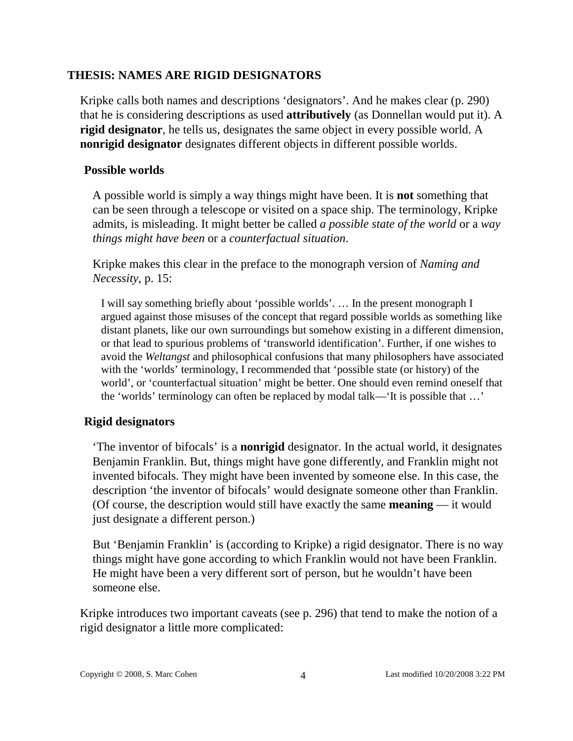## THESIS: NAMES ARE RIGID DESIGNATORS

Kripke calls both names and descriptions 'designators'. And he makes clear (p. 290) that he is considering descriptions as used **attributively** (as Donnellan would put it). A **rigid designator**, he tells us, designates the same object in every possible world. A **nonrigid designator** designates different objects in different possible worlds.

### Possible worlds

A possible world is simply a way things might have been. It is **not** something that can be seen through a telescope or visited on a space ship. The terminology, Kripke admits, is misleading. It might better be called *a possible state of the world* or a *way things might have been* or a *counterfactual situation*.

Kripke makes this clear in the preface to the monograph version of *Naming and Necessity*, p. 15:

> I will say something briefly about 'possible worlds'. … In the present monograph I argued against those misuses of the concept that regard possible worlds as something like distant planets, like our own surroundings but somehow existing in a different dimension, or that lead to spurious problems of 'transworld identification'. Further, if one wishes to avoid the *Weltangst* and philosophical confusions that many philosophers have associated with the 'worlds' terminology, I recommended that 'possible state (or history) of the world', or 'counterfactual situation' might be better. One should even remind oneself that the 'worlds' terminology can often be replaced by modal talk—'It is possible that …'

### Rigid designators

'The inventor of bifocals' is a **nonrigid** designator. In the actual world, it designates Benjamin Franklin. But, things might have gone differently, and Franklin might not invented bifocals. They might have been invented by someone else. In this case, the description 'the inventor of bifocals' would designate someone other than Franklin. (Of course, the description would still have exactly the same **meaning** — it would just designate a different person.)

But 'Benjamin Franklin' is (according to Kripke) a rigid designator. There is no way things might have gone according to which Franklin would not have been Franklin. He might have been a very different sort of person, but he wouldn't have been someone else.

Kripke introduces two important caveats (see p. 296) that tend to make the notion of a rigid designator a little more complicated: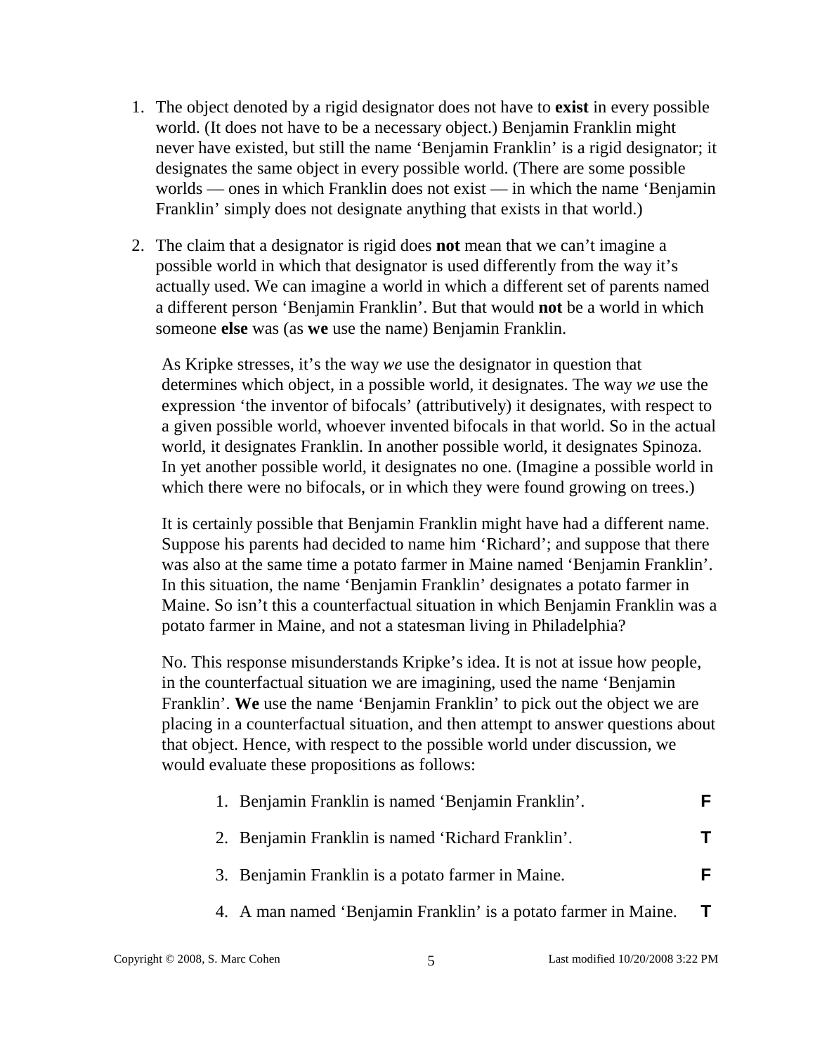1. The object denoted by a rigid designator does not have to **exist** in every possible world. (It does not have to be a necessary object.) Benjamin Franklin might never have existed, but still the name ‘Benjamin Franklin’ is a rigid designator; it designates the same object in every possible world. (There are some possible worlds — ones in which Franklin does not exist — in which the name ‘Benjamin Franklin’ simply does not designate anything that exists in that world.)

2. The claim that a designator is rigid does **not** mean that we can’t imagine a possible world in which that designator is used differently from the way it’s actually used. We can imagine a world in which a different set of parents named a different person ‘Benjamin Franklin’. But that would **not** be a world in which someone **else** was (as **we** use the name) Benjamin Franklin.

   As Kripke stresses, it’s the way *we* use the designator in question that determines which object, in a possible world, it designates. The way *we* use the expression ‘the inventor of bifocals’ (attributively) it designates, with respect to a given possible world, whoever invented bifocals in that world. So in the actual world, it designates Franklin. In another possible world, it designates Spinoza. In yet another possible world, it designates no one. (Imagine a possible world in which there were no bifocals, or in which they were found growing on trees.)

   It is certainly possible that Benjamin Franklin might have had a different name. Suppose his parents had decided to name him ‘Richard’; and suppose that there was also at the same time a potato farmer in Maine named ‘Benjamin Franklin’. In this situation, the name ‘Benjamin Franklin’ designates a potato farmer in Maine. So isn’t this a counterfactual situation in which Benjamin Franklin was a potato farmer in Maine, and not a statesman living in Philadelphia?

   No. This response misunderstands Kripke’s idea. It is not at issue how people, in the counterfactual situation we are imagining, used the name ‘Benjamin Franklin’. **We** use the name ‘Benjamin Franklin’ to pick out the object we are placing in a counterfactual situation, and then attempt to answer questions about that object. Hence, with respect to the possible world under discussion, we would evaluate these propositions as follows:

   1. Benjamin Franklin is named ‘Benjamin Franklin’. **F**
   2. Benjamin Franklin is named ‘Richard Franklin’. **T**
   3. Benjamin Franklin is a potato farmer in Maine. **F**
   4. A man named ‘Benjamin Franklin’ is a potato farmer in Maine. **T**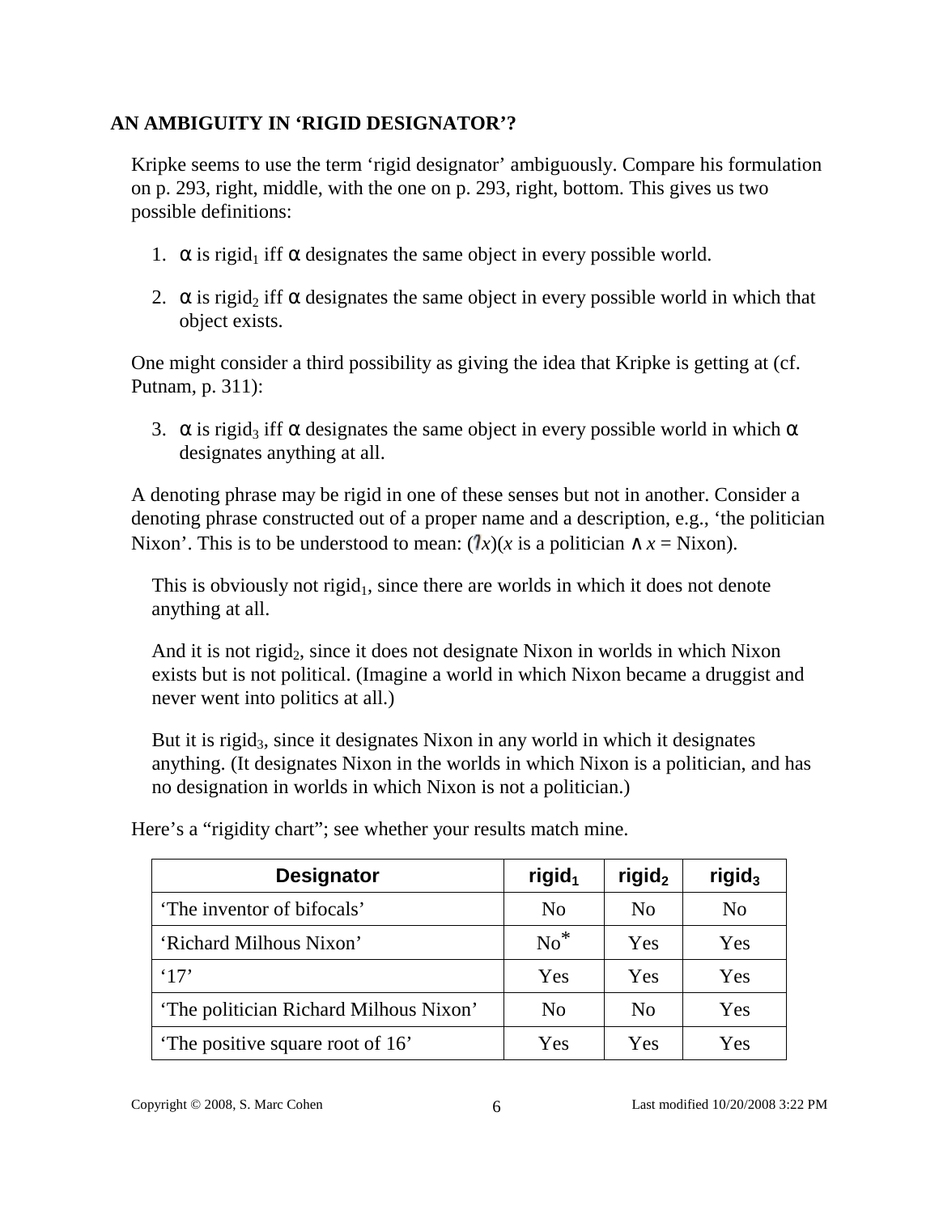**AN AMBIGUITY IN 'RIGID DESIGNATOR'?**

Kripke seems to use the term 'rigid designator' ambiguously. Compare his formulation on p. 293, right, middle, with the one on p. 293, right, bottom. This gives us two possible definitions:

1. $\alpha$ is $\text{rigid}_1$ iff $\alpha$ designates the same object in every possible world.

2. $\alpha$ is $\text{rigid}_2$ iff $\alpha$ designates the same object in every possible world in which that object exists.

One might consider a third possibility as giving the idea that Kripke is getting at (cf. Putnam, p. 311):

3. $\alpha$ is $\text{rigid}_3$ iff $\alpha$ designates the same object in every possible world in which $\alpha$ designates anything at all.

A denoting phrase may be rigid in one of these senses but not in another. Consider a denoting phrase constructed out of a proper name and a description, e.g., 'the politician Nixon'. This is to be understood to mean: $(\iota x)(x \text{ is a politician} \wedge x = \text{Nixon})$.

This is obviously not $\text{rigid}_1$, since there are worlds in which it does not denote anything at all.

And it is not $\text{rigid}_2$, since it does not designate Nixon in worlds in which Nixon exists but is not political. (Imagine a world in which Nixon became a druggist and never went into politics at all.)

But it is $\text{rigid}_3$, since it designates Nixon in any world in which it designates anything. (It designates Nixon in the worlds in which Nixon is a politician, and has no designation in worlds in which Nixon is not a politician.)

Here's a "rigidity chart"; see whether your results match mine.

| Designator | $\text{rigid}_1$ | $\text{rigid}_2$ | $\text{rigid}_3$ |
|---|---|---|---|
| 'The inventor of bifocals' | No | No | No |
| 'Richard Milhous Nixon' | No* | Yes | Yes |
| '17' | Yes | Yes | Yes |
| 'The politician Richard Milhous Nixon' | No | No | Yes |
| 'The positive square root of 16' | Yes | Yes | Yes |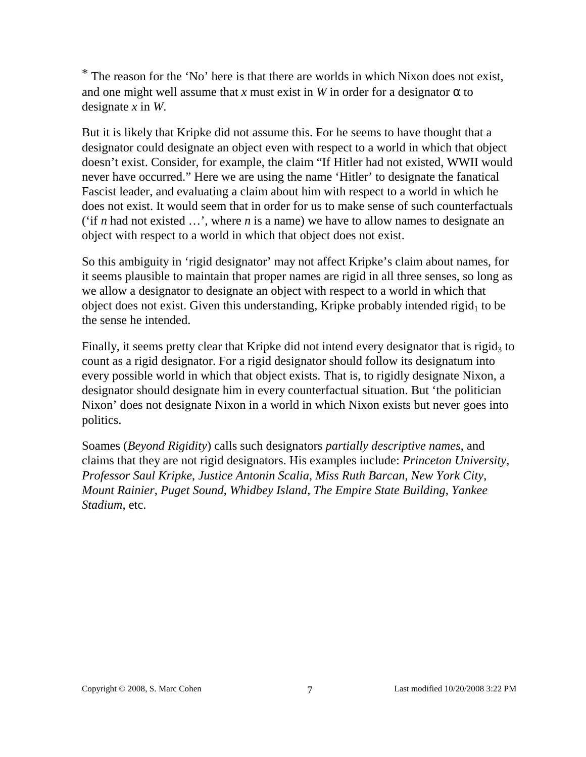* The reason for the 'No' here is that there are worlds in which Nixon does not exist, and one might well assume that *x* must exist in *W* in order for a designator α to designate *x* in *W*.

But it is likely that Kripke did not assume this. For he seems to have thought that a designator could designate an object even with respect to a world in which that object doesn't exist. Consider, for example, the claim "If Hitler had not existed, WWII would never have occurred." Here we are using the name 'Hitler' to designate the fanatical Fascist leader, and evaluating a claim about him with respect to a world in which he does not exist. It would seem that in order for us to make sense of such counterfactuals ('if *n* had not existed …', where *n* is a name) we have to allow names to designate an object with respect to a world in which that object does not exist.

So this ambiguity in 'rigid designator' may not affect Kripke's claim about names, for it seems plausible to maintain that proper names are rigid in all three senses, so long as we allow a designator to designate an object with respect to a world in which that object does not exist. Given this understanding, Kripke probably intended $rigid_1$ to be the sense he intended.

Finally, it seems pretty clear that Kripke did not intend every designator that is $rigid_3$ to count as a rigid designator. For a rigid designator should follow its designatum into every possible world in which that object exists. That is, to rigidly designate Nixon, a designator should designate him in every counterfactual situation. But 'the politician Nixon' does not designate Nixon in a world in which Nixon exists but never goes into politics.

Soames (*Beyond Rigidity*) calls such designators *partially descriptive names*, and claims that they are not rigid designators. His examples include: *Princeton University*, *Professor Saul Kripke*, *Justice Antonin Scalia*, *Miss Ruth Barcan*, *New York City*, *Mount Rainier*, *Puget Sound*, *Whidbey Island*, *The Empire State Building*, *Yankee Stadium*, etc.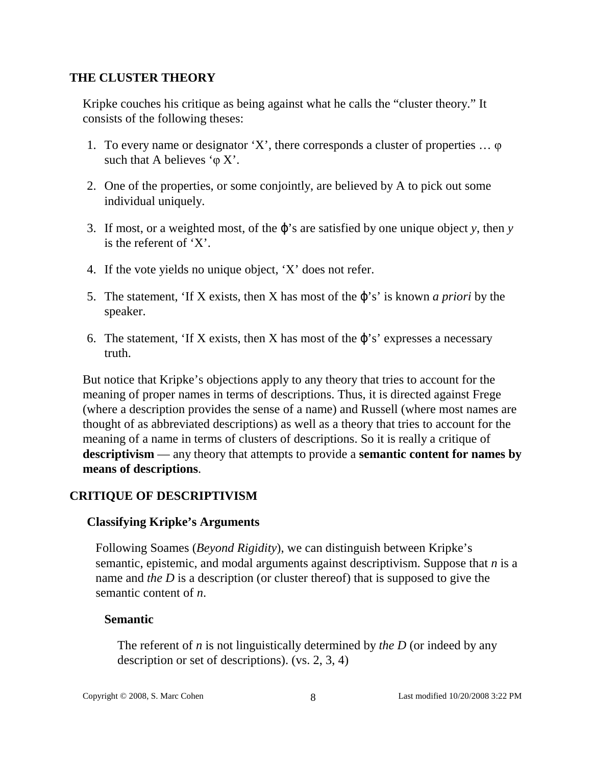## THE CLUSTER THEORY

Kripke couches his critique as being against what he calls the "cluster theory." It consists of the following theses:

1. To every name or designator 'X', there corresponds a cluster of properties … φ such that A believes 'φ X'.
2. One of the properties, or some conjointly, are believed by A to pick out some individual uniquely.
3. If most, or a weighted most, of the φ's are satisfied by one unique object *y*, then *y* is the referent of 'X'.
4. If the vote yields no unique object, 'X' does not refer.
5. The statement, 'If X exists, then X has most of the φ's' is known *a priori* by the speaker.
6. The statement, 'If X exists, then X has most of the φ's' expresses a necessary truth.

But notice that Kripke's objections apply to any theory that tries to account for the meaning of proper names in terms of descriptions. Thus, it is directed against Frege (where a description provides the sense of a name) and Russell (where most names are thought of as abbreviated descriptions) as well as a theory that tries to account for the meaning of a name in terms of clusters of descriptions. So it is really a critique of **descriptivism** — any theory that attempts to provide a **semantic content for names by means of descriptions**.

## CRITIQUE OF DESCRIPTIVISM

### Classifying Kripke's Arguments

Following Soames (*Beyond Rigidity*), we can distinguish between Kripke's semantic, epistemic, and modal arguments against descriptivism. Suppose that *n* is a name and *the D* is a description (or cluster thereof) that is supposed to give the semantic content of *n*.

#### Semantic

The referent of *n* is not linguistically determined by *the D* (or indeed by any description or set of descriptions). (vs. 2, 3, 4)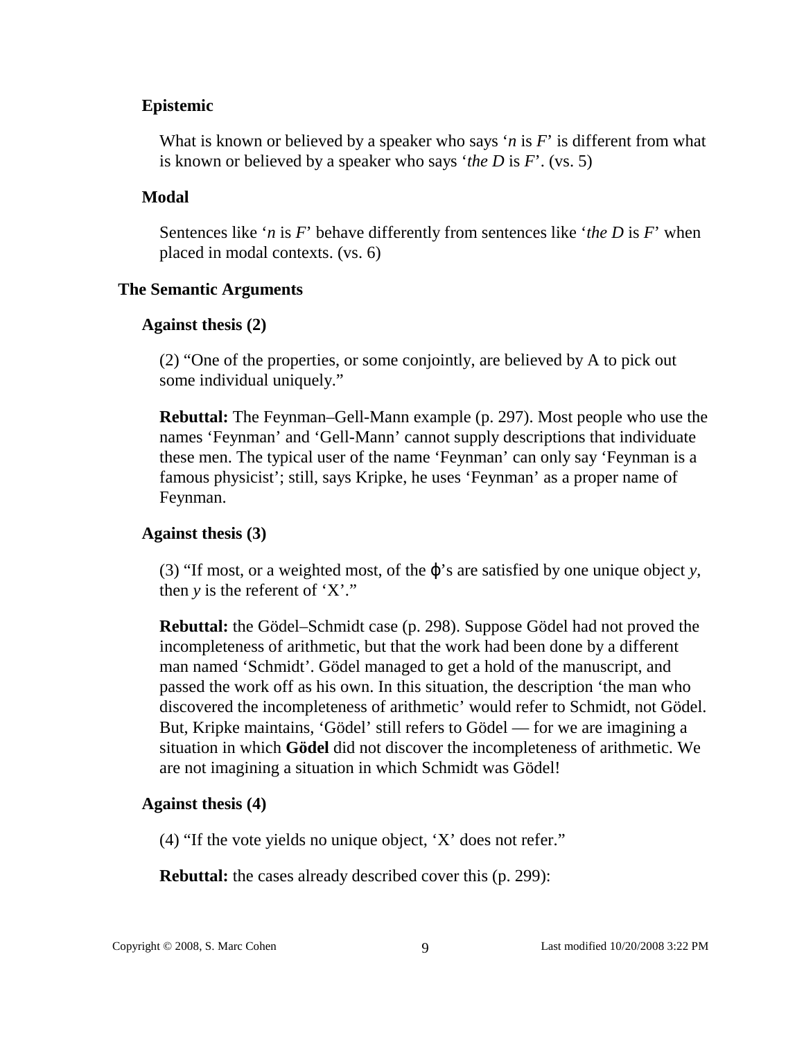**Epistemic**

What is known or believed by a speaker who says ‘*n* is *F*’ is different from what is known or believed by a speaker who says ‘*the D* is *F*’. (vs. 5)

**Modal**

Sentences like ‘*n* is *F*’ behave differently from sentences like ‘*the D* is *F*’ when placed in modal contexts. (vs. 6)

## The Semantic Arguments

### Against thesis (2)

(2) “One of the properties, or some conjointly, are believed by A to pick out some individual uniquely.”

**Rebuttal:** The Feynman–Gell-Mann example (p. 297). Most people who use the names ‘Feynman’ and ‘Gell-Mann’ cannot supply descriptions that individuate these men. The typical user of the name ‘Feynman’ can only say ‘Feynman is a famous physicist’; still, says Kripke, he uses ‘Feynman’ as a proper name of Feynman.

### Against thesis (3)

(3) “If most, or a weighted most, of the $\varphi$’s are satisfied by one unique object *y*, then *y* is the referent of ‘X’.”

**Rebuttal:** the Gödel–Schmidt case (p. 298). Suppose Gödel had not proved the incompleteness of arithmetic, but that the work had been done by a different man named ‘Schmidt’. Gödel managed to get a hold of the manuscript, and passed the work off as his own. In this situation, the description ‘the man who discovered the incompleteness of arithmetic’ would refer to Schmidt, not Gödel. But, Kripke maintains, ‘Gödel’ still refers to Gödel — for we are imagining a situation in which **Gödel** did not discover the incompleteness of arithmetic. We are not imagining a situation in which Schmidt was Gödel!

### Against thesis (4)

(4) “If the vote yields no unique object, ‘X’ does not refer.”

**Rebuttal:** the cases already described cover this (p. 299):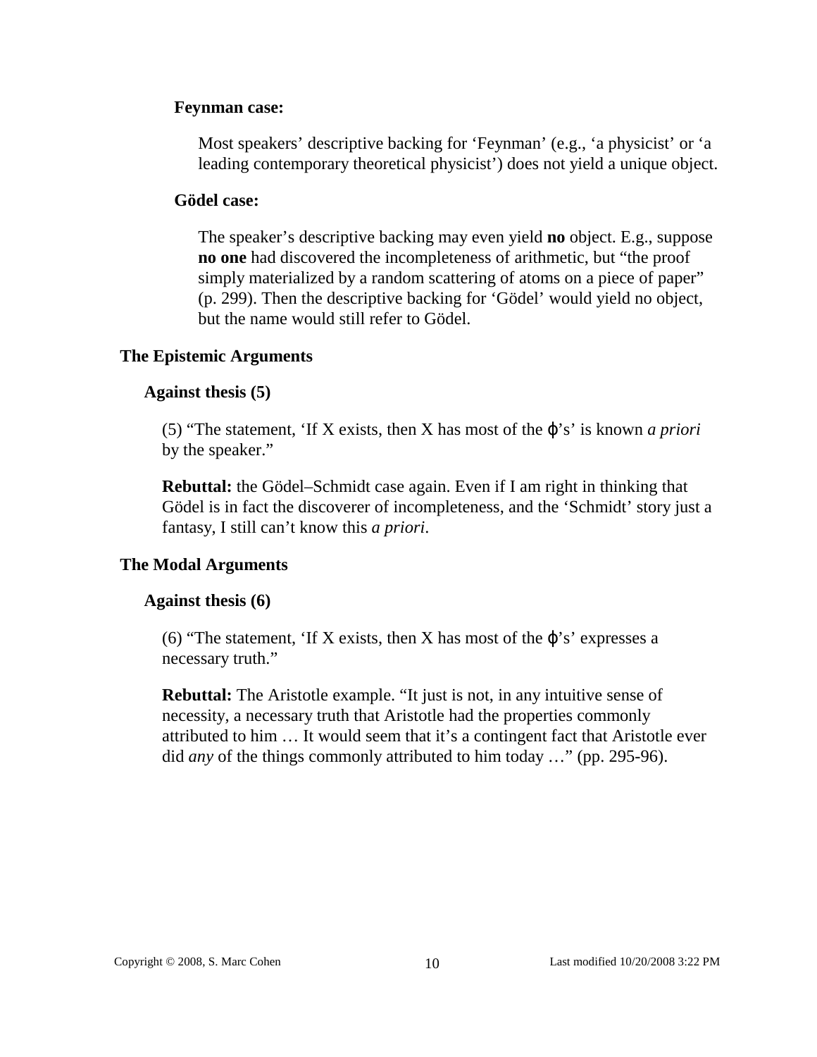**Feynman case:**

> Most speakers' descriptive backing for 'Feynman' (e.g., 'a physicist' or 'a leading contemporary theoretical physicist') does not yield a unique object.

**Gödel case:**

> The speaker's descriptive backing may even yield **no** object. E.g., suppose **no one** had discovered the incompleteness of arithmetic, but "the proof simply materialized by a random scattering of atoms on a piece of paper" (p. 299). Then the descriptive backing for 'Gödel' would yield no object, but the name would still refer to Gödel.

## The Epistemic Arguments

### Against thesis (5)

(5) "The statement, 'If X exists, then X has most of the ϕ's' is known *a priori* by the speaker."

**Rebuttal:** the Gödel–Schmidt case again. Even if I am right in thinking that Gödel is in fact the discoverer of incompleteness, and the 'Schmidt' story just a fantasy, I still can't know this *a priori*.

## The Modal Arguments

### Against thesis (6)

(6) "The statement, 'If X exists, then X has most of the ϕ's' expresses a necessary truth."

**Rebuttal:** The Aristotle example. "It just is not, in any intuitive sense of necessity, a necessary truth that Aristotle had the properties commonly attributed to him … It would seem that it's a contingent fact that Aristotle ever did *any* of the things commonly attributed to him today …" (pp. 295-96).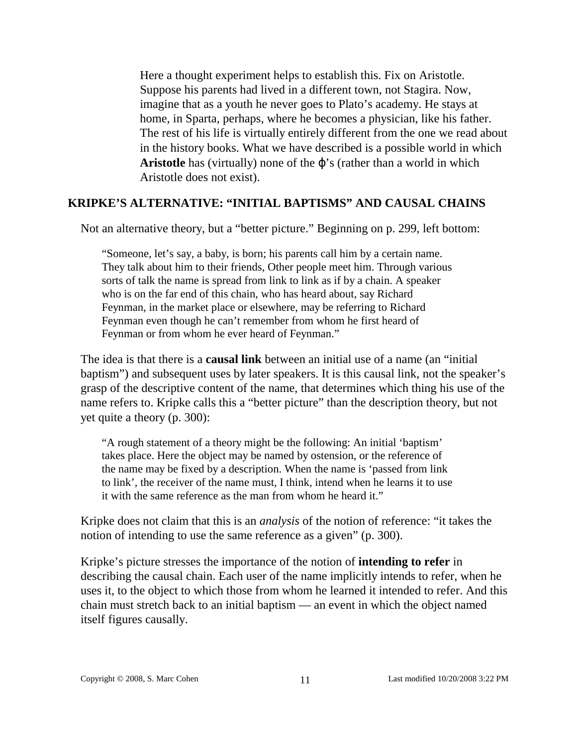> Here a thought experiment helps to establish this. Fix on Aristotle. Suppose his parents had lived in a different town, not Stagira. Now, imagine that as a youth he never goes to Plato's academy. He stays at home, in Sparta, perhaps, where he becomes a physician, like his father. The rest of his life is virtually entirely different from the one we read about in the history books. What we have described is a possible world in which **Aristotle** has (virtually) none of the $\varphi$'s (rather than a world in which Aristotle does not exist).

## KRIPKE'S ALTERNATIVE: "INITIAL BAPTISMS" AND CAUSAL CHAINS

Not an alternative theory, but a "better picture." Beginning on p. 299, left bottom:

> "Someone, let's say, a baby, is born; his parents call him by a certain name. They talk about him to their friends, Other people meet him. Through various sorts of talk the name is spread from link to link as if by a chain. A speaker who is on the far end of this chain, who has heard about, say Richard Feynman, in the market place or elsewhere, may be referring to Richard Feynman even though he can't remember from whom he first heard of Feynman or from whom he ever heard of Feynman."

The idea is that there is a **causal link** between an initial use of a name (an "initial baptism") and subsequent uses by later speakers. It is this causal link, not the speaker's grasp of the descriptive content of the name, that determines which thing his use of the name refers to. Kripke calls this a "better picture" than the description theory, but not yet quite a theory (p. 300):

> "A rough statement of a theory might be the following: An initial 'baptism' takes place. Here the object may be named by ostension, or the reference of the name may be fixed by a description. When the name is 'passed from link to link', the receiver of the name must, I think, intend when he learns it to use it with the same reference as the man from whom he heard it."

Kripke does not claim that this is an *analysis* of the notion of reference: "it takes the notion of intending to use the same reference as a given" (p. 300).

Kripke's picture stresses the importance of the notion of **intending to refer** in describing the causal chain. Each user of the name implicitly intends to refer, when he uses it, to the object to which those from whom he learned it intended to refer. And this chain must stretch back to an initial baptism — an event in which the object named itself figures causally.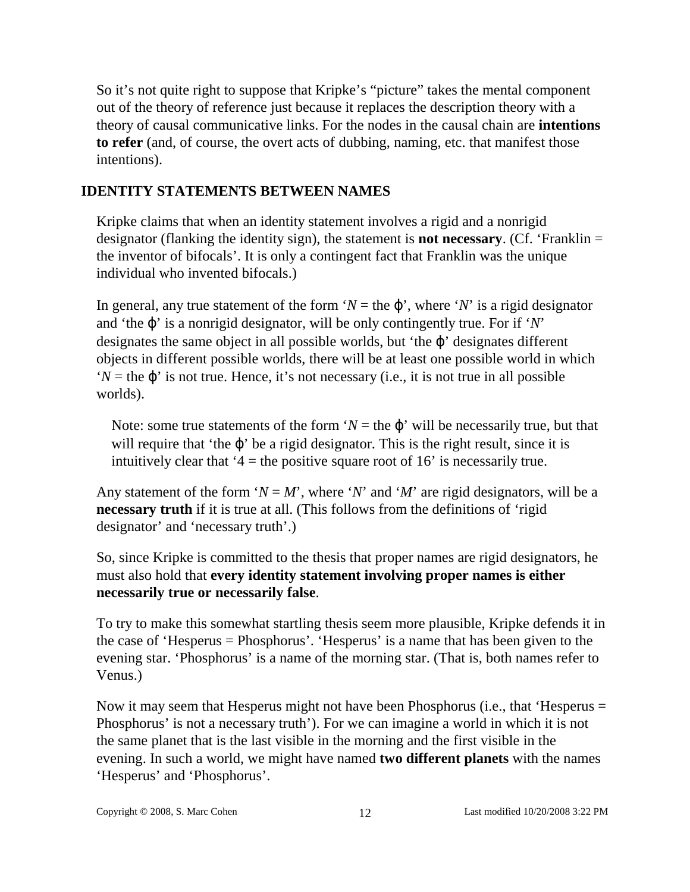So it's not quite right to suppose that Kripke's "picture" takes the mental component out of the theory of reference just because it replaces the description theory with a theory of causal communicative links. For the nodes in the causal chain are **intentions to refer** (and, of course, the overt acts of dubbing, naming, etc. that manifest those intentions).

## IDENTITY STATEMENTS BETWEEN NAMES

Kripke claims that when an identity statement involves a rigid and a nonrigid designator (flanking the identity sign), the statement is **not necessary**. (Cf. 'Franklin = the inventor of bifocals'. It is only a contingent fact that Franklin was the unique individual who invented bifocals.)

In general, any true statement of the form '*N* = the $\varphi$', where '*N*' is a rigid designator and 'the $\varphi$' is a nonrigid designator, will be only contingently true. For if '*N*' designates the same object in all possible worlds, but 'the $\varphi$' designates different objects in different possible worlds, there will be at least one possible world in which '*N* = the $\varphi$' is not true. Hence, it's not necessary (i.e., it is not true in all possible worlds).

> Note: some true statements of the form '*N* = the $\varphi$' will be necessarily true, but that will require that 'the $\varphi$' be a rigid designator. This is the right result, since it is intuitively clear that '4 = the positive square root of 16' is necessarily true.

Any statement of the form '*N* = *M*', where '*N*' and '*M*' are rigid designators, will be a **necessary truth** if it is true at all. (This follows from the definitions of 'rigid designator' and 'necessary truth'.)

So, since Kripke is committed to the thesis that proper names are rigid designators, he must also hold that **every identity statement involving proper names is either necessarily true or necessarily false**.

To try to make this somewhat startling thesis seem more plausible, Kripke defends it in the case of 'Hesperus = Phosphorus'. 'Hesperus' is a name that has been given to the evening star. 'Phosphorus' is a name of the morning star. (That is, both names refer to Venus.)

Now it may seem that Hesperus might not have been Phosphorus (i.e., that 'Hesperus = Phosphorus' is not a necessary truth'). For we can imagine a world in which it is not the same planet that is the last visible in the morning and the first visible in the evening. In such a world, we might have named **two different planets** with the names 'Hesperus' and 'Phosphorus'.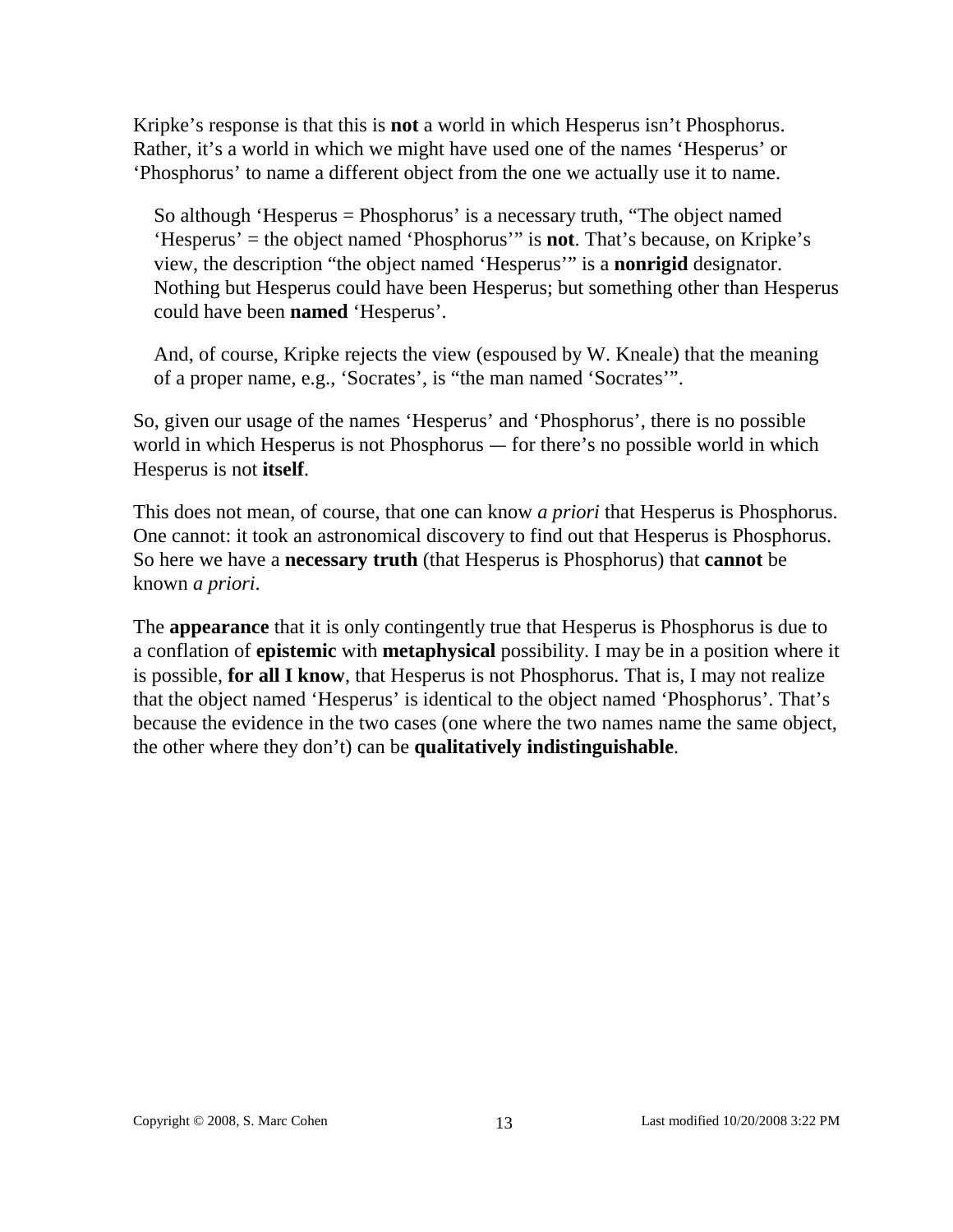Kripke's response is that this is **not** a world in which Hesperus isn't Phosphorus. Rather, it's a world in which we might have used one of the names 'Hesperus' or 'Phosphorus' to name a different object from the one we actually use it to name.

> So although 'Hesperus = Phosphorus' is a necessary truth, "The object named 'Hesperus' = the object named 'Phosphorus'" is **not**. That's because, on Kripke's view, the description "the object named 'Hesperus'" is a **nonrigid** designator. Nothing but Hesperus could have been Hesperus; but something other than Hesperus could have been **named** 'Hesperus'.
>
> And, of course, Kripke rejects the view (espoused by W. Kneale) that the meaning of a proper name, e.g., 'Socrates', is "the man named 'Socrates'".

So, given our usage of the names 'Hesperus' and 'Phosphorus', there is no possible world in which Hesperus is not Phosphorus — for there's no possible world in which Hesperus is not **itself**.

This does not mean, of course, that one can know *a priori* that Hesperus is Phosphorus. One cannot: it took an astronomical discovery to find out that Hesperus is Phosphorus. So here we have a **necessary truth** (that Hesperus is Phosphorus) that **cannot** be known *a priori*.

The **appearance** that it is only contingently true that Hesperus is Phosphorus is due to a conflation of **epistemic** with **metaphysical** possibility. I may be in a position where it is possible, **for all I know**, that Hesperus is not Phosphorus. That is, I may not realize that the object named 'Hesperus' is identical to the object named 'Phosphorus'. That's because the evidence in the two cases (one where the two names name the same object, the other where they don't) can be **qualitatively indistinguishable**.